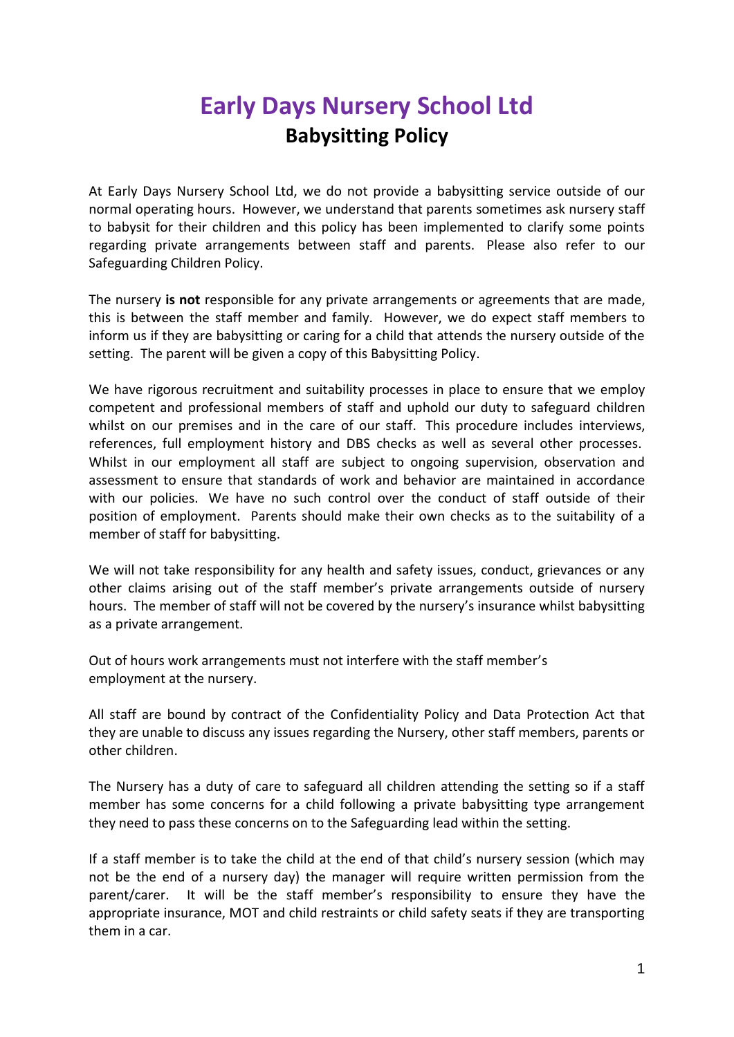# Early Days Nursery School Ltd

## Babysitting Policy

At Early Days Nursery School Ltd, we do not provide a babysitting service outside of our normal operating hours. However, we understand that parents sometimes ask nursery staff to babysit for their children and this policy has been implemented to clarify some points regarding private arrangements between staff and parents. Please also refer to our Safeguarding Children Policy.

The nursery **is not** responsible for any private arrangements or agreements that are made, this is between the staff member and family. However, we do expect staff members to inform us if they are babysitting or caring for a child that attends the nursery outside of the setting. The parent will be given a copy of this Babysitting Policy.

We have rigorous recruitment and suitability processes in place to ensure that we employ competent and professional members of staff and uphold our duty to safeguard children whilst on our premises and in the care of our staff. This procedure includes interviews, references, full employment history and DBS checks as well as several other processes. Whilst in our employment all staff are subject to ongoing supervision, observation and assessment to ensure that standards of work and behavior are maintained in accordance with our policies. We have no such control over the conduct of staff outside of their position of employment. Parents should make their own checks as to the suitability of a member of staff for babysitting.

We will not take responsibility for any health and safety issues, conduct, grievances or any other claims arising out of the staff member's private arrangements outside of nursery hours. The member of staff will not be covered by the nursery's insurance whilst babysitting as a private arrangement.

Out of hours work arrangements must not interfere with the staff member's employment at the nursery.

All staff are bound by contract of the Confidentiality Policy and Data Protection Act that they are unable to discuss any issues regarding the Nursery, other staff members, parents or other children.

The Nursery has a duty of care to safeguard all children attending the setting so if a staff member has some concerns for a child following a private babysitting type arrangement they need to pass these concerns on to the Safeguarding lead within the setting.

If a staff member is to take the child at the end of that child's nursery session (which may not be the end of a nursery day) the manager will require written permission from the parent/carer. It will be the staff member's responsibility to ensure they have the appropriate insurance, MOT and child restraints or child safety seats if they are transporting them in a car.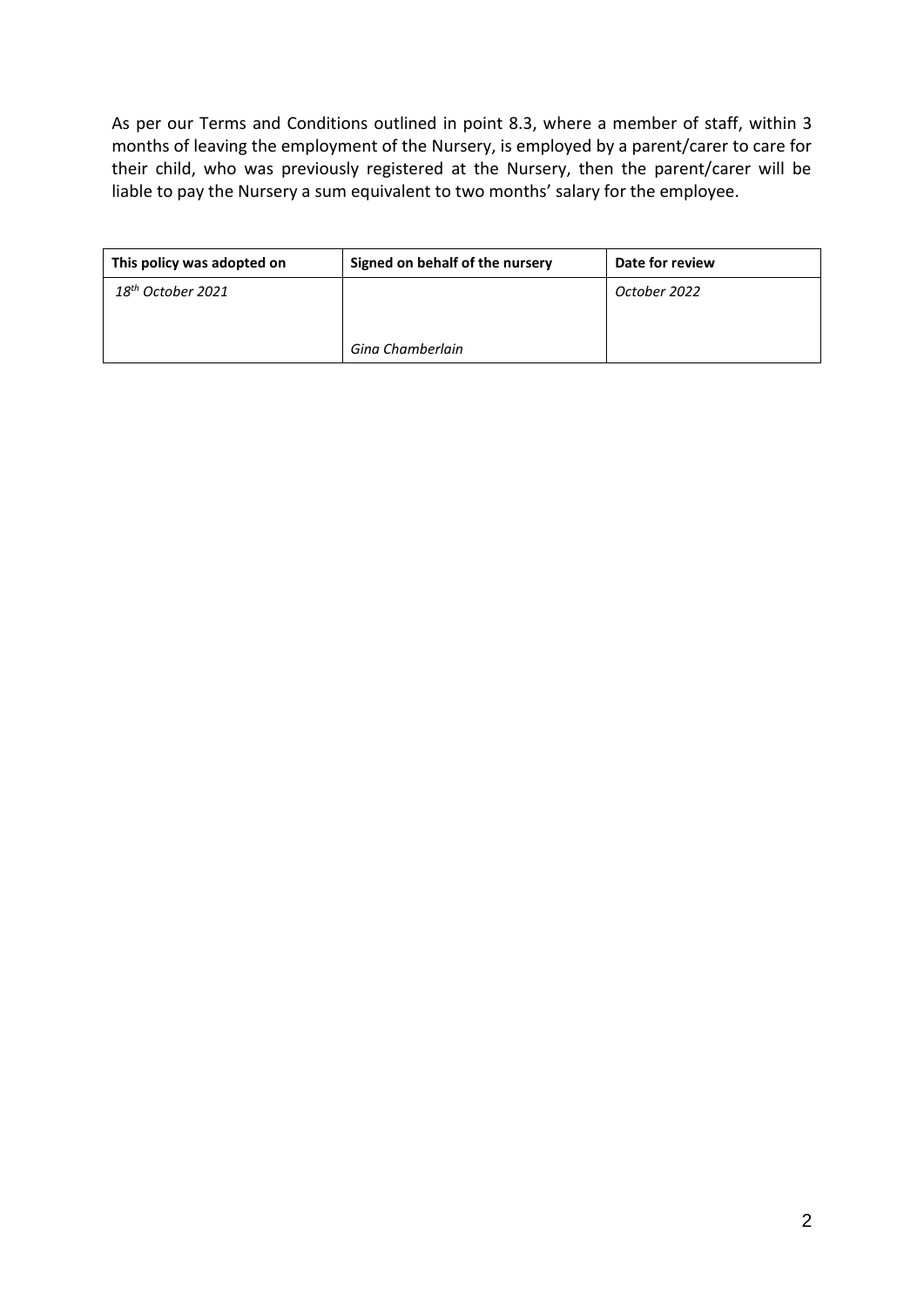As per our Terms and Conditions outlined in point 8.3, where a member of staff, within 3 months of leaving the employment of the Nursery, is employed by a parent/carer to care for their child, who was previously registered at the Nursery, then the parent/carer will be liable to pay the Nursery a sum equivalent to two months' salary for the employee.

| This policy was adopted on | Signed on behalf of the nursery | Date for review |
|---|---|---|
| *18th October 2021* | *Gina Chamberlain* | *October 2022* |